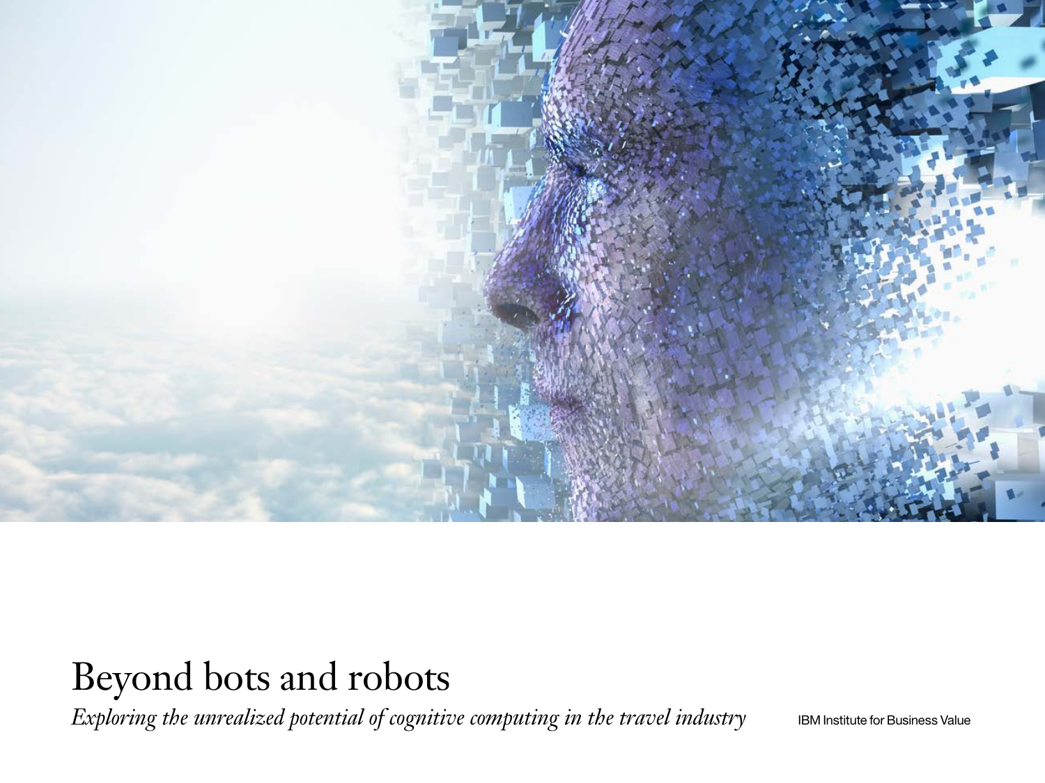# Beyond bots and robots

*Exploring the unrealized potential of cognitive computing in the travel industry*

IBM Institute for Business Value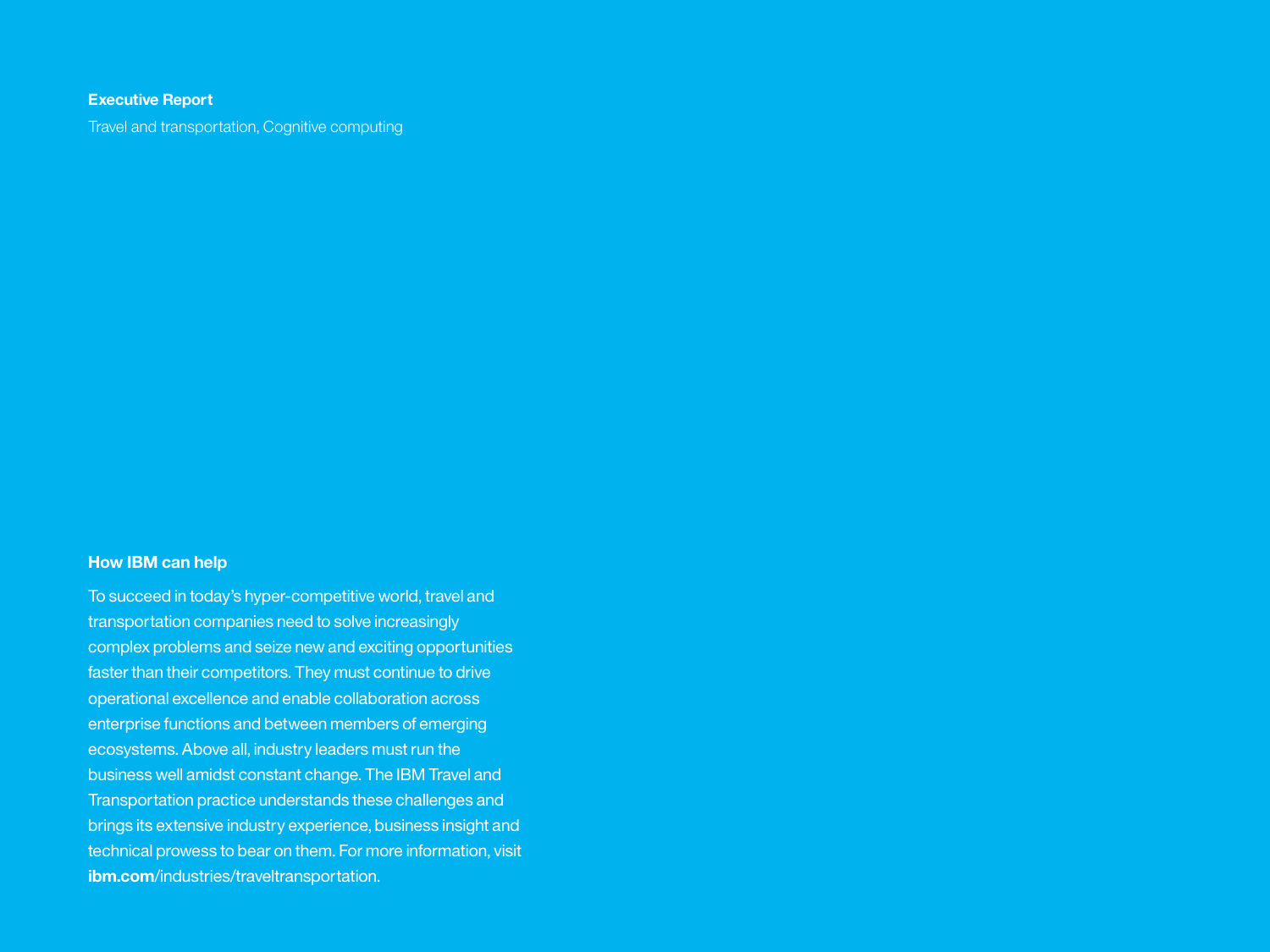**Executive Report**

Travel and transportation, Cognitive computing

## How IBM can help

To succeed in today's hyper-competitive world, travel and transportation companies need to solve increasingly complex problems and seize new and exciting opportunities faster than their competitors. They must continue to drive operational excellence and enable collaboration across enterprise functions and between members of emerging ecosystems. Above all, industry leaders must run the business well amidst constant change. The IBM Travel and Transportation practice understands these challenges and brings its extensive industry experience, business insight and technical prowess to bear on them. For more information, visit **ibm.com**/industries/traveltransportation.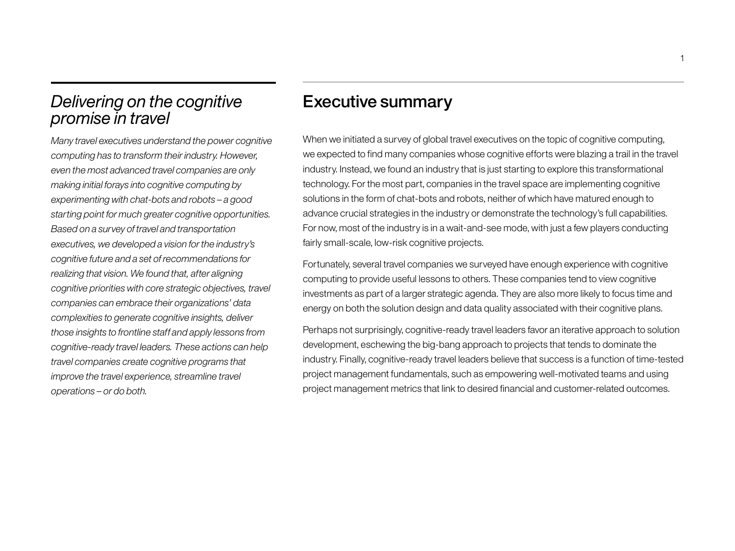## *Delivering on the cognitive promise in travel*

*Many travel executives understand the power cognitive computing has to transform their industry. However, even the most advanced travel companies are only making initial forays into cognitive computing by experimenting with chat-bots and robots – a good starting point for much greater cognitive opportunities. Based on a survey of travel and transportation executives, we developed a vision for the industry's cognitive future and a set of recommendations for realizing that vision. We found that, after aligning cognitive priorities with core strategic objectives, travel companies can embrace their organizations' data complexities to generate cognitive insights, deliver those insights to frontline staff and apply lessons from cognitive-ready travel leaders. These actions can help travel companies create cognitive programs that improve the travel experience, streamline travel operations – or do both.*

## Executive summary

When we initiated a survey of global travel executives on the topic of cognitive computing, we expected to find many companies whose cognitive efforts were blazing a trail in the travel industry. Instead, we found an industry that is just starting to explore this transformational technology. For the most part, companies in the travel space are implementing cognitive solutions in the form of chat-bots and robots, neither of which have matured enough to advance crucial strategies in the industry or demonstrate the technology's full capabilities. For now, most of the industry is in a wait-and-see mode, with just a few players conducting fairly small-scale, low-risk cognitive projects.

Fortunately, several travel companies we surveyed have enough experience with cognitive computing to provide useful lessons to others. These companies tend to view cognitive investments as part of a larger strategic agenda. They are also more likely to focus time and energy on both the solution design and data quality associated with their cognitive plans.

Perhaps not surprisingly, cognitive-ready travel leaders favor an iterative approach to solution development, eschewing the big-bang approach to projects that tends to dominate the industry. Finally, cognitive-ready travel leaders believe that success is a function of time-tested project management fundamentals, such as empowering well-motivated teams and using project management metrics that link to desired financial and customer-related outcomes.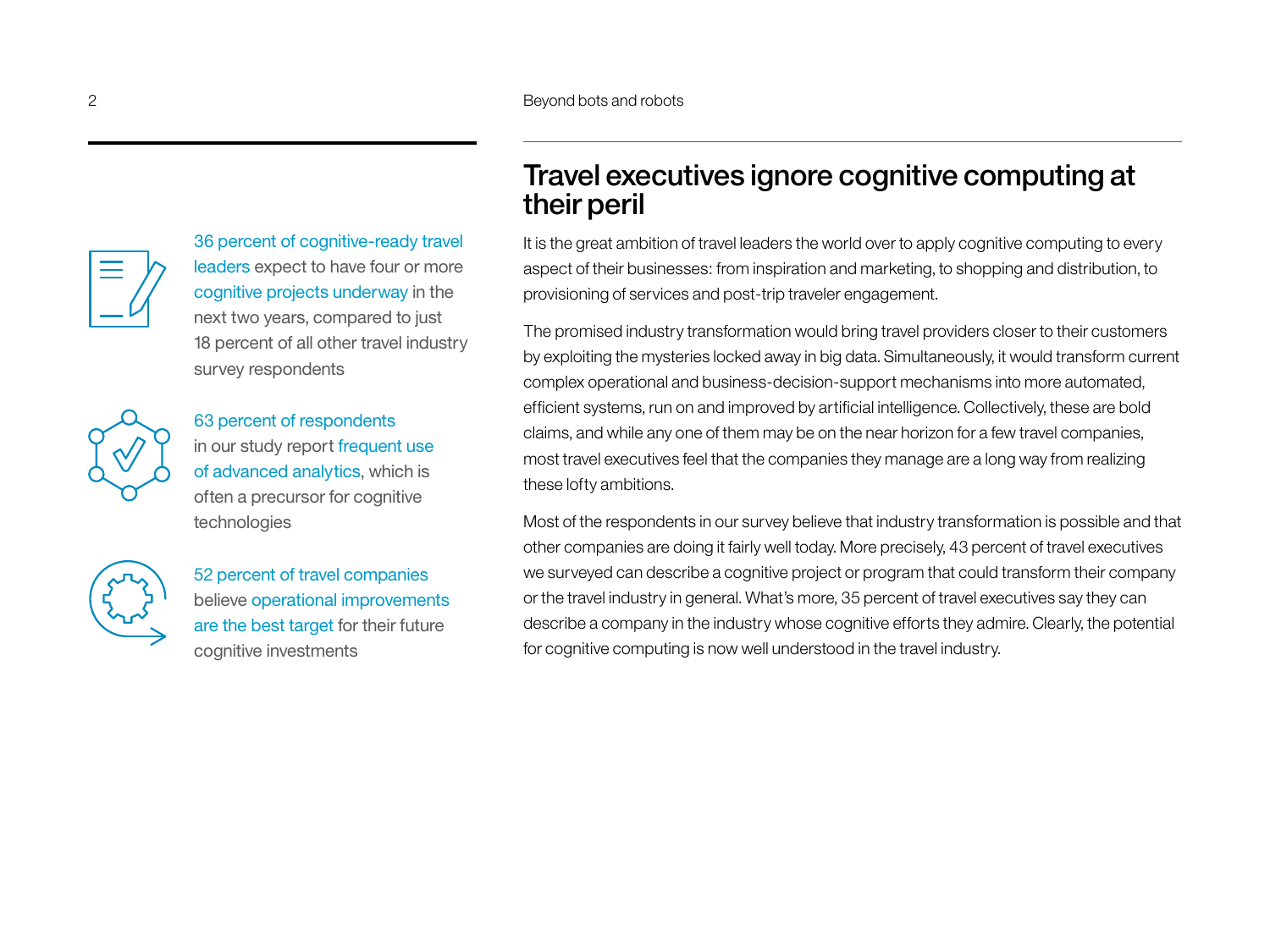36 percent of cognitive-ready travel leaders expect to have four or more cognitive projects underway in the next two years, compared to just 18 percent of all other travel industry survey respondents

63 percent of respondents in our study report frequent use of advanced analytics, which is often a precursor for cognitive technologies

52 percent of travel companies believe operational improvements are the best target for their future cognitive investments

## Travel executives ignore cognitive computing at their peril

It is the great ambition of travel leaders the world over to apply cognitive computing to every aspect of their businesses: from inspiration and marketing, to shopping and distribution, to provisioning of services and post-trip traveler engagement.

The promised industry transformation would bring travel providers closer to their customers by exploiting the mysteries locked away in big data. Simultaneously, it would transform current complex operational and business-decision-support mechanisms into more automated, efficient systems, run on and improved by artificial intelligence. Collectively, these are bold claims, and while any one of them may be on the near horizon for a few travel companies, most travel executives feel that the companies they manage are a long way from realizing these lofty ambitions.

Most of the respondents in our survey believe that industry transformation is possible and that other companies are doing it fairly well today. More precisely, 43 percent of travel executives we surveyed can describe a cognitive project or program that could transform their company or the travel industry in general. What's more, 35 percent of travel executives say they can describe a company in the industry whose cognitive efforts they admire. Clearly, the potential for cognitive computing is now well understood in the travel industry.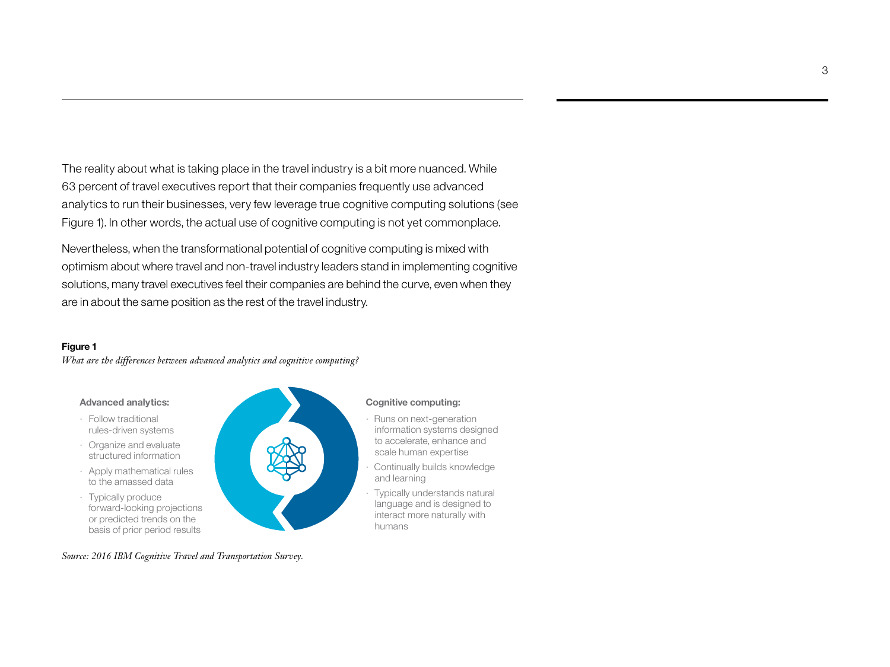The reality about what is taking place in the travel industry is a bit more nuanced. While 63 percent of travel executives report that their companies frequently use advanced analytics to run their businesses, very few leverage true cognitive computing solutions (see Figure 1). In other words, the actual use of cognitive computing is not yet commonplace.

Nevertheless, when the transformational potential of cognitive computing is mixed with optimism about where travel and non-travel industry leaders stand in implementing cognitive solutions, many travel executives feel their companies are behind the curve, even when they are in about the same position as the rest of the travel industry.

**Figure 1**

*What are the differences between advanced analytics and cognitive computing?*

**Advanced analytics:**

- Follow traditional rules-driven systems
- Organize and evaluate structured information
- Apply mathematical rules to the amassed data
- Typically produce forward-looking projections or predicted trends on the basis of prior period results

**Cognitive computing:**

- Runs on next-generation information systems designed to accelerate, enhance and scale human expertise
- Continually builds knowledge and learning
- Typically understands natural language and is designed to interact more naturally with humans

*Source: 2016 IBM Cognitive Travel and Transportation Survey.*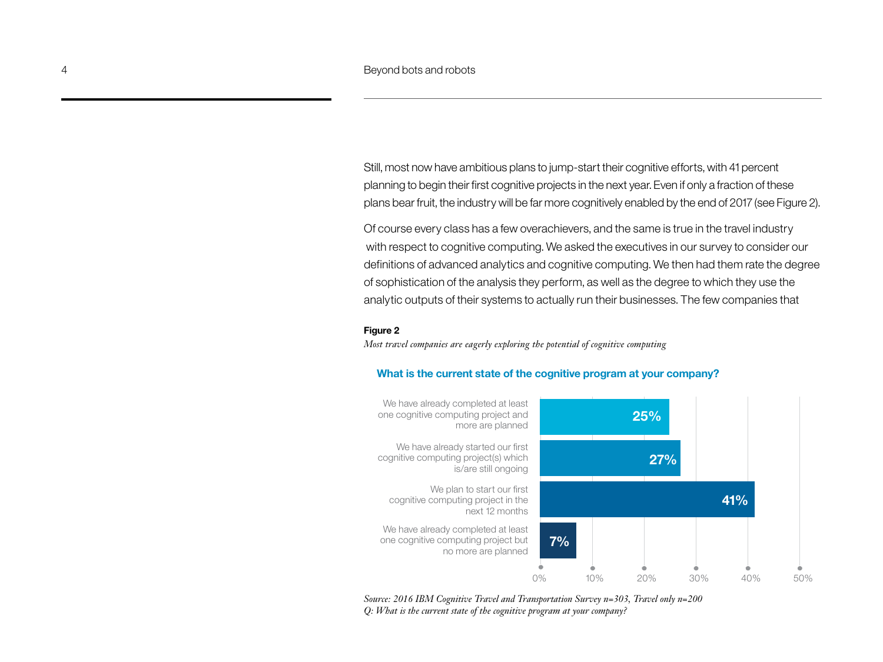Still, most now have ambitious plans to jump-start their cognitive efforts, with 41 percent planning to begin their first cognitive projects in the next year. Even if only a fraction of these plans bear fruit, the industry will be far more cognitively enabled by the end of 2017 (see Figure 2).

Of course every class has a few overachievers, and the same is true in the travel industry with respect to cognitive computing. We asked the executives in our survey to consider our definitions of advanced analytics and cognitive computing. We then had them rate the degree of sophistication of the analysis they perform, as well as the degree to which they use the analytic outputs of their systems to actually run their businesses. The few companies that

**Figure 2**

*Most travel companies are eagerly exploring the potential of cognitive computing*

**What is the current state of the cognitive program at your company?**

| Response | Percent |
|---|---|
| We have already completed at least one cognitive computing project and more are planned | 25% |
| We have already started our first cognitive computing project(s) which is/are still ongoing | 27% |
| We plan to start our first cognitive computing project in the next 12 months | 41% |
| We have already completed at least one cognitive computing project but no more are planned | 7% |

*Source: 2016 IBM Cognitive Travel and Transportation Survey n=303, Travel only n=200*
*Q: What is the current state of the cognitive program at your company?*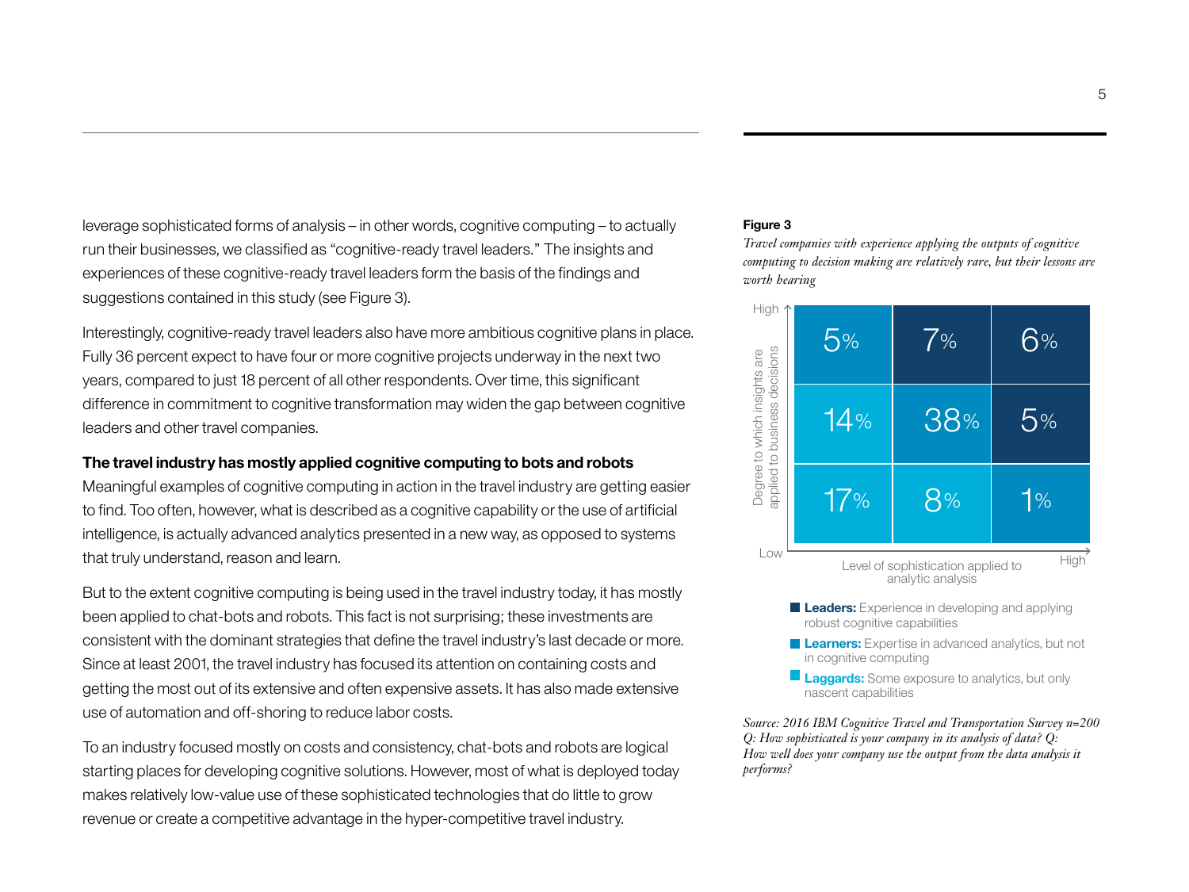leverage sophisticated forms of analysis – in other words, cognitive computing – to actually run their businesses, we classified as "cognitive-ready travel leaders." The insights and experiences of these cognitive-ready travel leaders form the basis of the findings and suggestions contained in this study (see Figure 3).

Interestingly, cognitive-ready travel leaders also have more ambitious cognitive plans in place. Fully 36 percent expect to have four or more cognitive projects underway in the next two years, compared to just 18 percent of all other respondents. Over time, this significant difference in commitment to cognitive transformation may widen the gap between cognitive leaders and other travel companies.

**The travel industry has mostly applied cognitive computing to bots and robots**

Meaningful examples of cognitive computing in action in the travel industry are getting easier to find. Too often, however, what is described as a cognitive capability or the use of artificial intelligence, is actually advanced analytics presented in a new way, as opposed to systems that truly understand, reason and learn.

But to the extent cognitive computing is being used in the travel industry today, it has mostly been applied to chat-bots and robots. This fact is not surprising; these investments are consistent with the dominant strategies that define the travel industry's last decade or more. Since at least 2001, the travel industry has focused its attention on containing costs and getting the most out of its extensive and often expensive assets. It has also made extensive use of automation and off-shoring to reduce labor costs.

To an industry focused mostly on costs and consistency, chat-bots and robots are logical starting places for developing cognitive solutions. However, most of what is deployed today makes relatively low-value use of these sophisticated technologies that do little to grow revenue or create a competitive advantage in the hyper-competitive travel industry.

**Figure 3**

*Travel companies with experience applying the outputs of cognitive computing to decision making are relatively rare, but their lessons are worth hearing*

| Degree to which insights are applied to business decisions ↓ / Level of sophistication applied to analytic analysis → | Low | Medium | High |
|---|---|---|---|
| High | 5% | 7% | 6% |
| Medium | 14% | 38% | 5% |
| Low | 17% | 8% | 1% |

- **Leaders:** Experience in developing and applying robust cognitive capabilities
- **Learners:** Expertise in advanced analytics, but not in cognitive computing
- **Laggards:** Some exposure to analytics, but only nascent capabilities

*Source: 2016 IBM Cognitive Travel and Transportation Survey n=200 Q: How sophisticated is your company in its analysis of data? Q: How well does your company use the output from the data analysis it performs?*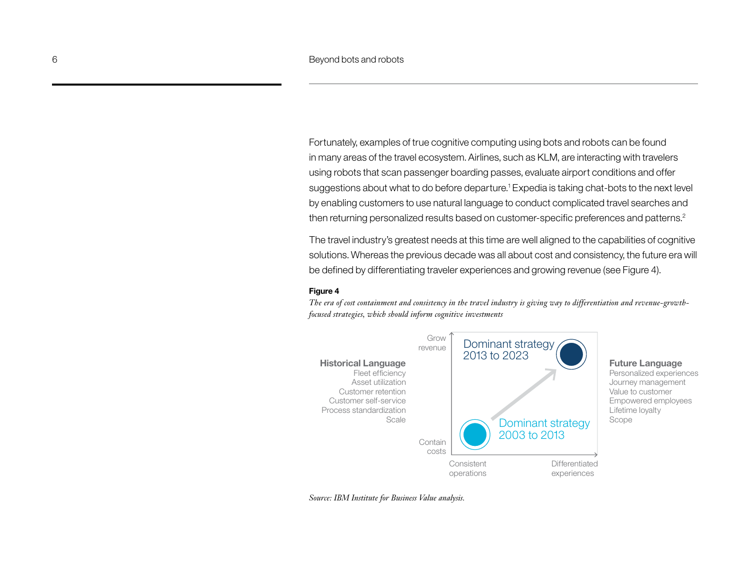Fortunately, examples of true cognitive computing using bots and robots can be found in many areas of the travel ecosystem. Airlines, such as KLM, are interacting with travelers using robots that scan passenger boarding passes, evaluate airport conditions and offer suggestions about what to do before departure.[1] Expedia is taking chat-bots to the next level by enabling customers to use natural language to conduct complicated travel searches and then returning personalized results based on customer-specific preferences and patterns.[2]

The travel industry's greatest needs at this time are well aligned to the capabilities of cognitive solutions. Whereas the previous decade was all about cost and consistency, the future era will be defined by differentiating traveler experiences and growing revenue (see Figure 4).

**Figure 4**

*The era of cost containment and consistency in the travel industry is giving way to differentiation and revenue-growth-focused strategies, which should inform cognitive investments*

**Historical Language**
Fleet efficiency
Asset utilization
Customer retention
Customer self-service
Process standardization
Scale

Grow revenue

Dominant strategy 2013 to 2023

Dominant strategy 2003 to 2013

Contain costs

Consistent operations

Differentiated experiences

**Future Language**
Personalized experiences
Journey management
Value to customer
Empowered employees
Lifetime loyalty
Scope

*Source: IBM Institute for Business Value analysis.*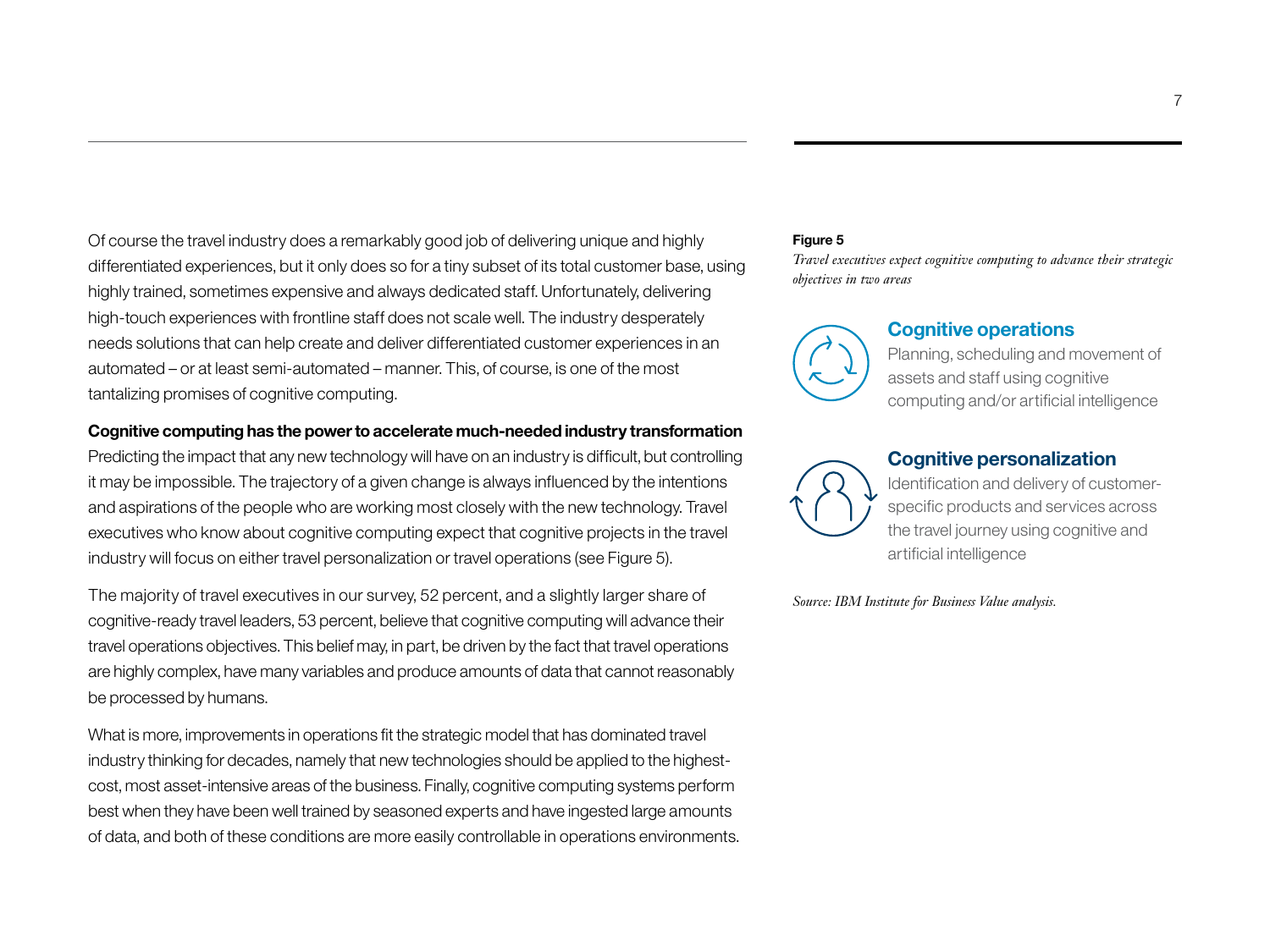Of course the travel industry does a remarkably good job of delivering unique and highly differentiated experiences, but it only does so for a tiny subset of its total customer base, using highly trained, sometimes expensive and always dedicated staff. Unfortunately, delivering high-touch experiences with frontline staff does not scale well. The industry desperately needs solutions that can help create and deliver differentiated customer experiences in an automated – or at least semi-automated – manner. This, of course, is one of the most tantalizing promises of cognitive computing.

**Cognitive computing has the power to accelerate much-needed industry transformation**

Predicting the impact that any new technology will have on an industry is difficult, but controlling it may be impossible. The trajectory of a given change is always influenced by the intentions and aspirations of the people who are working most closely with the new technology. Travel executives who know about cognitive computing expect that cognitive projects in the travel industry will focus on either travel personalization or travel operations (see Figure 5).

The majority of travel executives in our survey, 52 percent, and a slightly larger share of cognitive-ready travel leaders, 53 percent, believe that cognitive computing will advance their travel operations objectives. This belief may, in part, be driven by the fact that travel operations are highly complex, have many variables and produce amounts of data that cannot reasonably be processed by humans.

What is more, improvements in operations fit the strategic model that has dominated travel industry thinking for decades, namely that new technologies should be applied to the highest-cost, most asset-intensive areas of the business. Finally, cognitive computing systems perform best when they have been well trained by seasoned experts and have ingested large amounts of data, and both of these conditions are more easily controllable in operations environments.

**Figure 5**

*Travel executives expect cognitive computing to advance their strategic objectives in two areas*

**Cognitive operations**

Planning, scheduling and movement of assets and staff using cognitive computing and/or artificial intelligence

**Cognitive personalization**

Identification and delivery of customer-specific products and services across the travel journey using cognitive and artificial intelligence

*Source: IBM Institute for Business Value analysis.*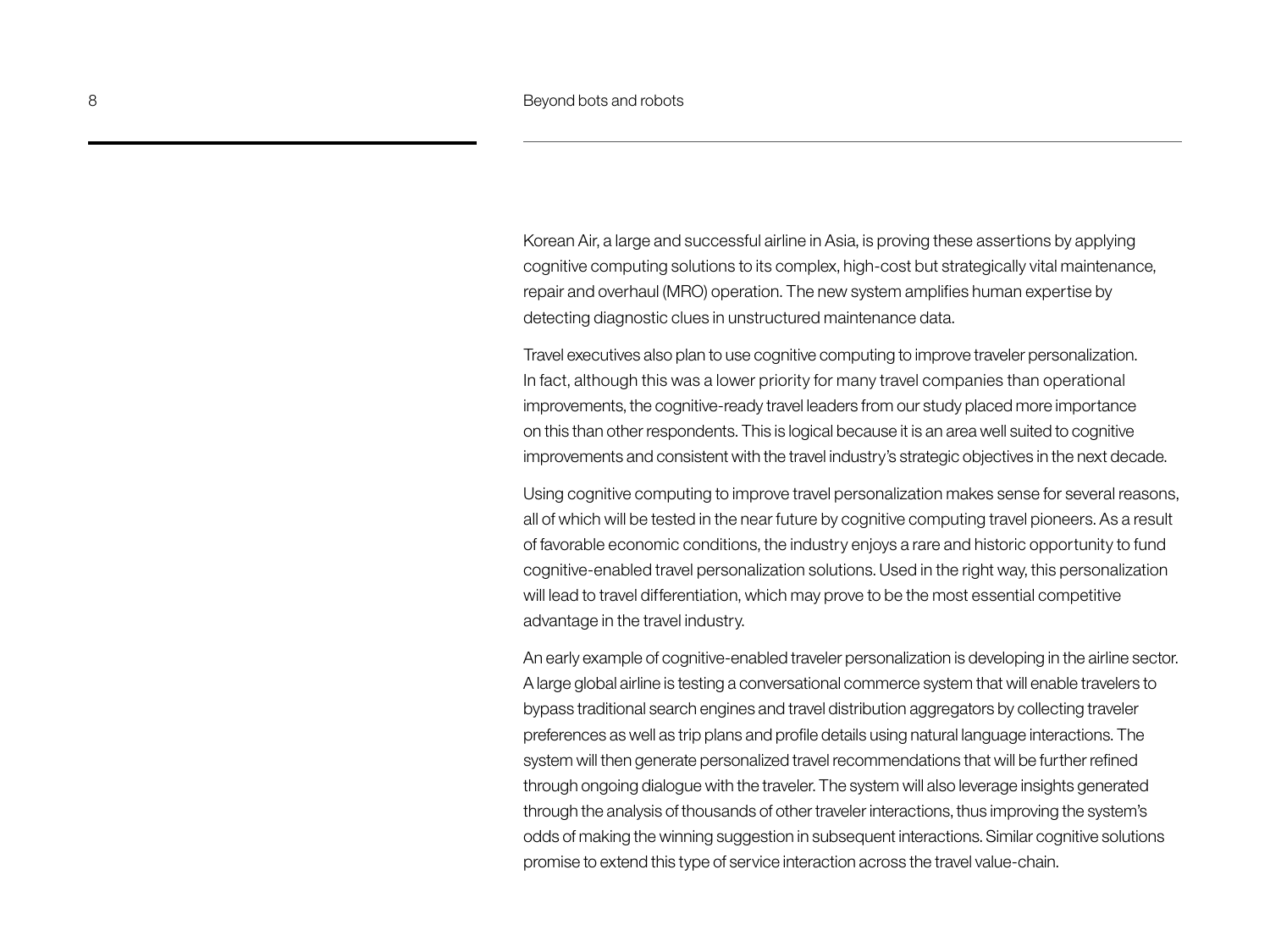Korean Air, a large and successful airline in Asia, is proving these assertions by applying cognitive computing solutions to its complex, high-cost but strategically vital maintenance, repair and overhaul (MRO) operation. The new system amplifies human expertise by detecting diagnostic clues in unstructured maintenance data.

Travel executives also plan to use cognitive computing to improve traveler personalization. In fact, although this was a lower priority for many travel companies than operational improvements, the cognitive-ready travel leaders from our study placed more importance on this than other respondents. This is logical because it is an area well suited to cognitive improvements and consistent with the travel industry's strategic objectives in the next decade.

Using cognitive computing to improve travel personalization makes sense for several reasons, all of which will be tested in the near future by cognitive computing travel pioneers. As a result of favorable economic conditions, the industry enjoys a rare and historic opportunity to fund cognitive-enabled travel personalization solutions. Used in the right way, this personalization will lead to travel differentiation, which may prove to be the most essential competitive advantage in the travel industry.

An early example of cognitive-enabled traveler personalization is developing in the airline sector. A large global airline is testing a conversational commerce system that will enable travelers to bypass traditional search engines and travel distribution aggregators by collecting traveler preferences as well as trip plans and profile details using natural language interactions. The system will then generate personalized travel recommendations that will be further refined through ongoing dialogue with the traveler. The system will also leverage insights generated through the analysis of thousands of other traveler interactions, thus improving the system's odds of making the winning suggestion in subsequent interactions. Similar cognitive solutions promise to extend this type of service interaction across the travel value-chain.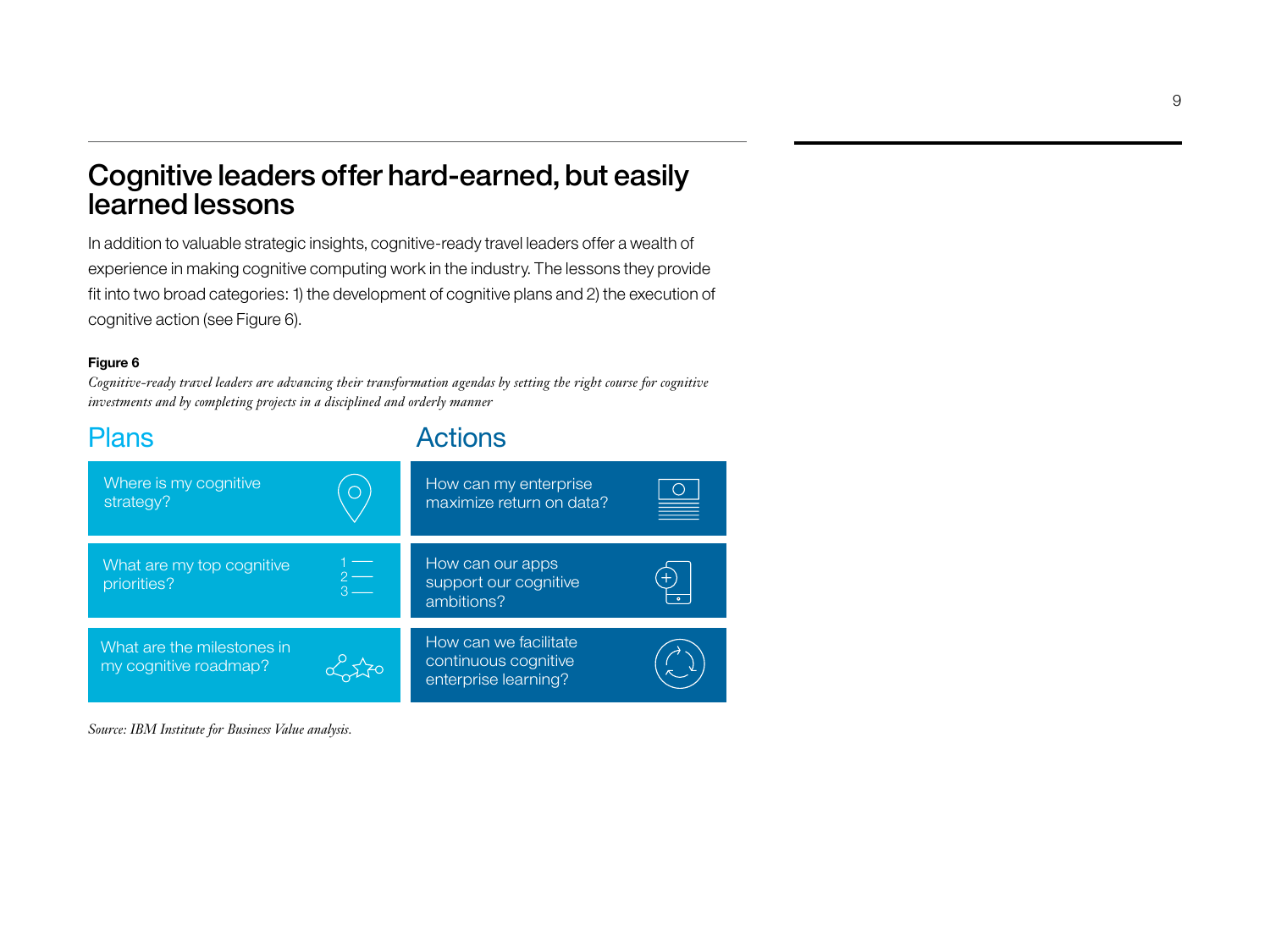# Cognitive leaders offer hard-earned, but easily learned lessons

In addition to valuable strategic insights, cognitive-ready travel leaders offer a wealth of experience in making cognitive computing work in the industry. The lessons they provide fit into two broad categories: 1) the development of cognitive plans and 2) the execution of cognitive action (see Figure 6).

**Figure 6**

*Cognitive-ready travel leaders are advancing their transformation agendas by setting the right course for cognitive investments and by completing projects in a disciplined and orderly manner*

| Plans | Actions |
|---|---|
| Where is my cognitive strategy? | How can my enterprise maximize return on data? |
| What are my top cognitive priorities? | How can our apps support our cognitive ambitions? |
| What are the milestones in my cognitive roadmap? | How can we facilitate continuous cognitive enterprise learning? |

*Source: IBM Institute for Business Value analysis.*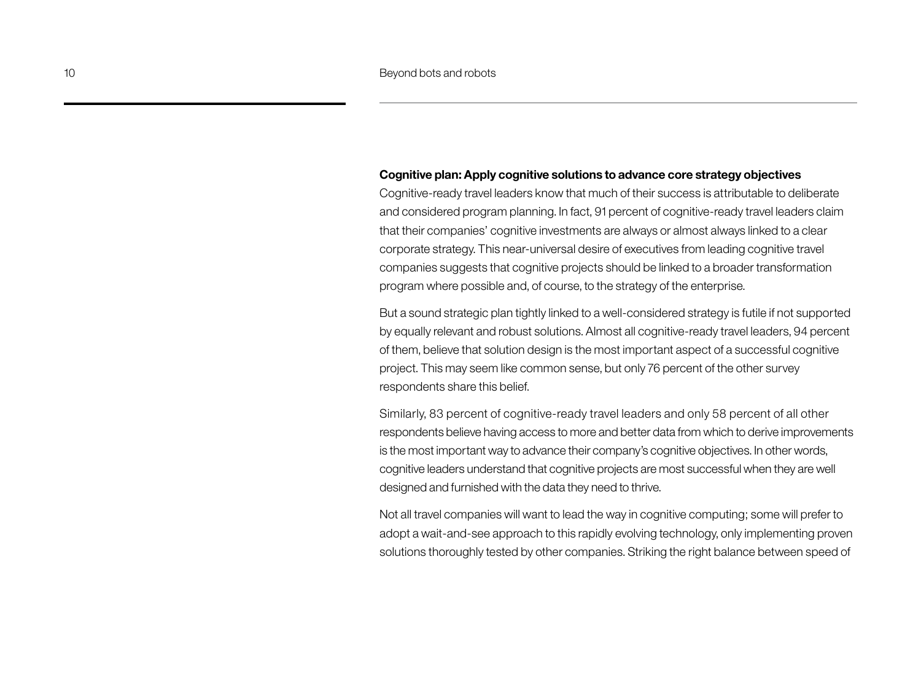**Cognitive plan: Apply cognitive solutions to advance core strategy objectives**

Cognitive-ready travel leaders know that much of their success is attributable to deliberate and considered program planning. In fact, 91 percent of cognitive-ready travel leaders claim that their companies' cognitive investments are always or almost always linked to a clear corporate strategy. This near-universal desire of executives from leading cognitive travel companies suggests that cognitive projects should be linked to a broader transformation program where possible and, of course, to the strategy of the enterprise.

But a sound strategic plan tightly linked to a well-considered strategy is futile if not supported by equally relevant and robust solutions. Almost all cognitive-ready travel leaders, 94 percent of them, believe that solution design is the most important aspect of a successful cognitive project. This may seem like common sense, but only 76 percent of the other survey respondents share this belief.

Similarly, 83 percent of cognitive-ready travel leaders and only 58 percent of all other respondents believe having access to more and better data from which to derive improvements is the most important way to advance their company's cognitive objectives. In other words, cognitive leaders understand that cognitive projects are most successful when they are well designed and furnished with the data they need to thrive.

Not all travel companies will want to lead the way in cognitive computing; some will prefer to adopt a wait-and-see approach to this rapidly evolving technology, only implementing proven solutions thoroughly tested by other companies. Striking the right balance between speed of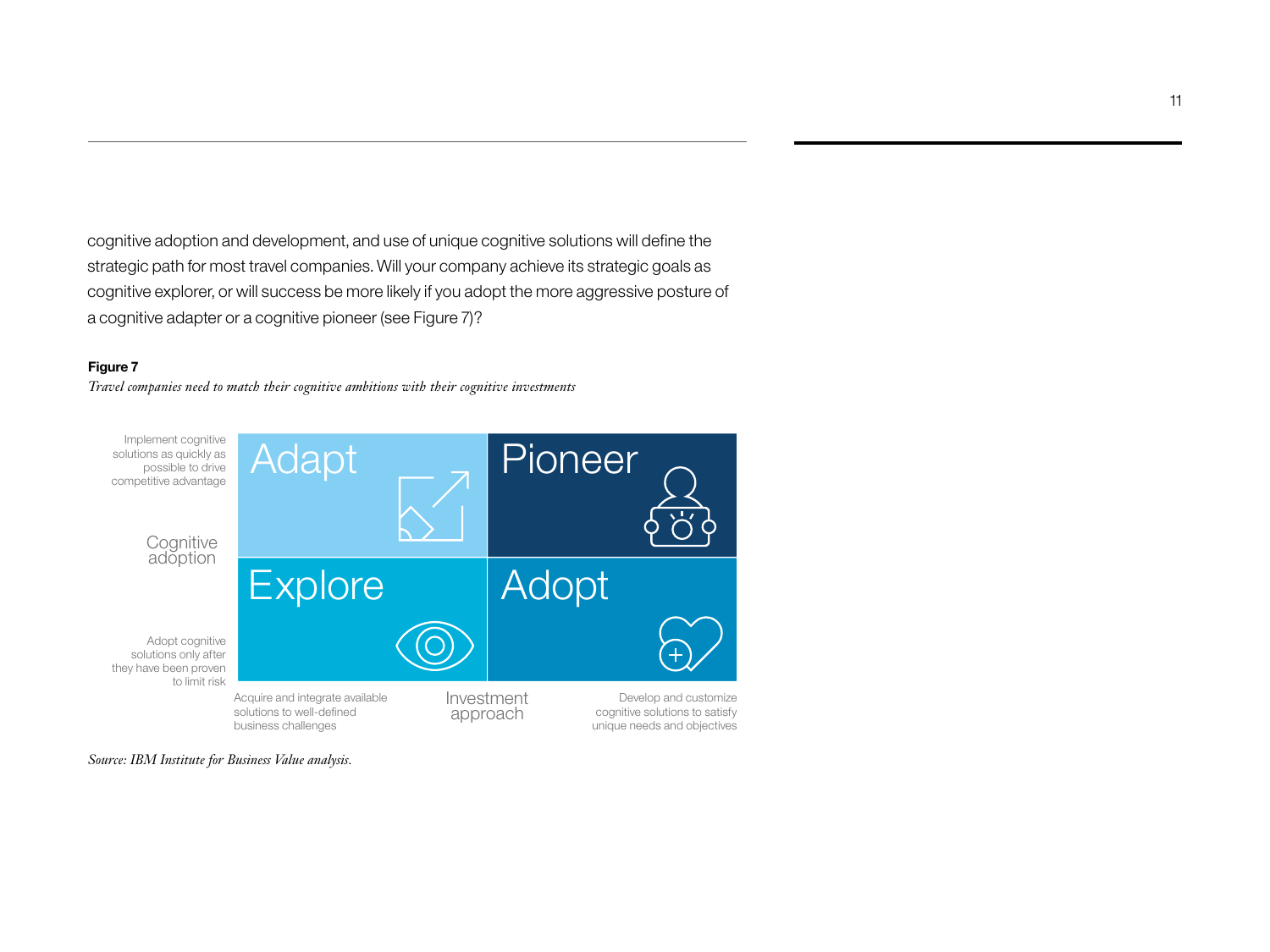cognitive adoption and development, and use of unique cognitive solutions will define the strategic path for most travel companies. Will your company achieve its strategic goals as cognitive explorer, or will success be more likely if you adopt the more aggressive posture of a cognitive adapter or a cognitive pioneer (see Figure 7)?

**Figure 7**

*Travel companies need to match their cognitive ambitions with their cognitive investments*

| Cognitive adoption | Acquire and integrate available solutions to well-defined business challenges | Develop and customize cognitive solutions to satisfy unique needs and objectives |
|---|---|---|
| Implement cognitive solutions as quickly as possible to drive competitive advantage | Adapt | Pioneer |
| Adopt cognitive solutions only after they have been proven to limit risk | Explore | Adopt |

Investment approach

*Source: IBM Institute for Business Value analysis.*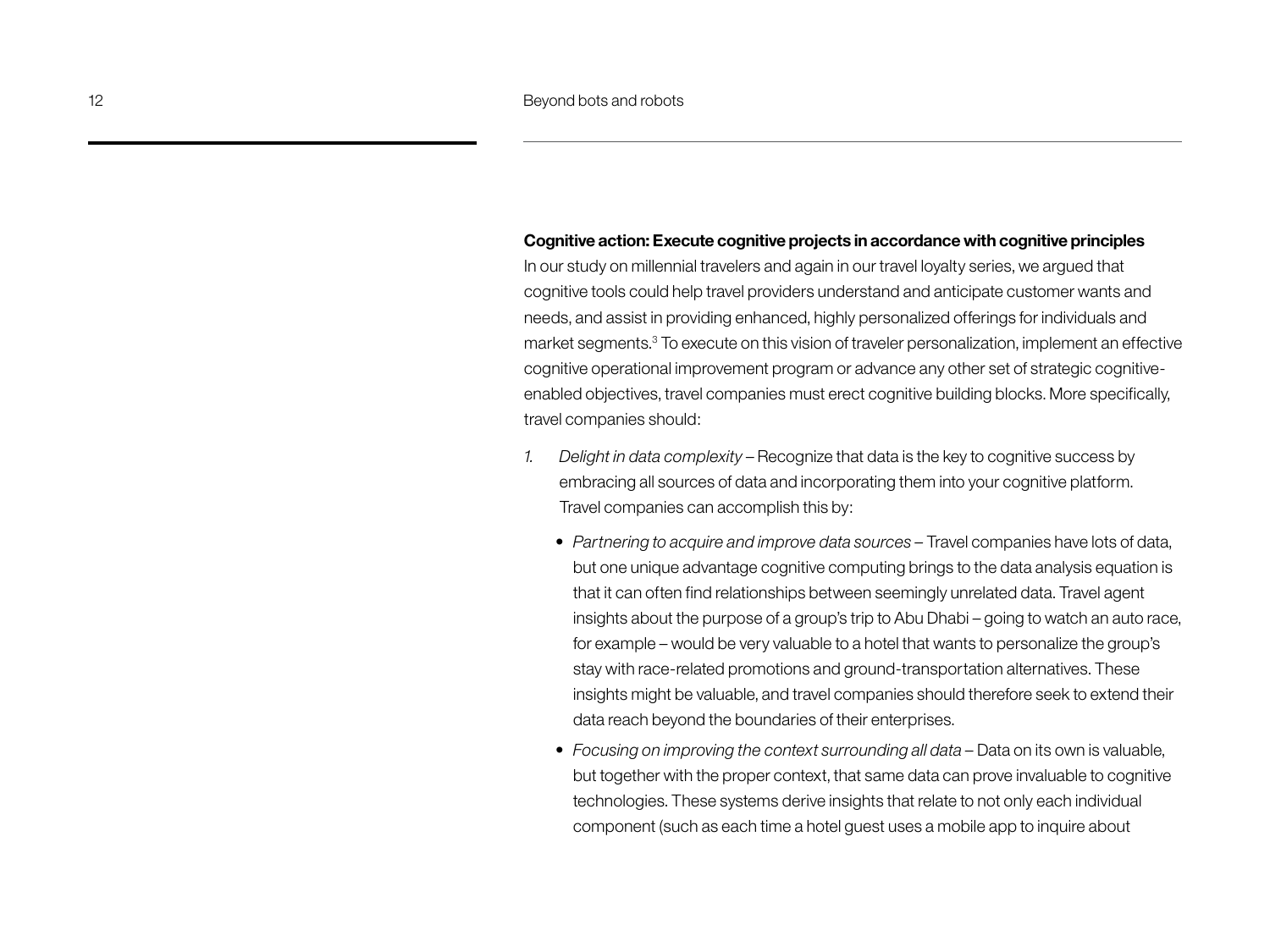**Cognitive action: Execute cognitive projects in accordance with cognitive principles**

In our study on millennial travelers and again in our travel loyalty series, we argued that cognitive tools could help travel providers understand and anticipate customer wants and needs, and assist in providing enhanced, highly personalized offerings for individuals and market segments.[3] To execute on this vision of traveler personalization, implement an effective cognitive operational improvement program or advance any other set of strategic cognitive-enabled objectives, travel companies must erect cognitive building blocks. More specifically, travel companies should:

1. *Delight in data complexity* – Recognize that data is the key to cognitive success by embracing all sources of data and incorporating them into your cognitive platform. Travel companies can accomplish this by:

   - *Partnering to acquire and improve data sources* – Travel companies have lots of data, but one unique advantage cognitive computing brings to the data analysis equation is that it can often find relationships between seemingly unrelated data. Travel agent insights about the purpose of a group's trip to Abu Dhabi – going to watch an auto race, for example – would be very valuable to a hotel that wants to personalize the group's stay with race-related promotions and ground-transportation alternatives. These insights might be valuable, and travel companies should therefore seek to extend their data reach beyond the boundaries of their enterprises.
   - *Focusing on improving the context surrounding all data* – Data on its own is valuable, but together with the proper context, that same data can prove invaluable to cognitive technologies. These systems derive insights that relate to not only each individual component (such as each time a hotel guest uses a mobile app to inquire about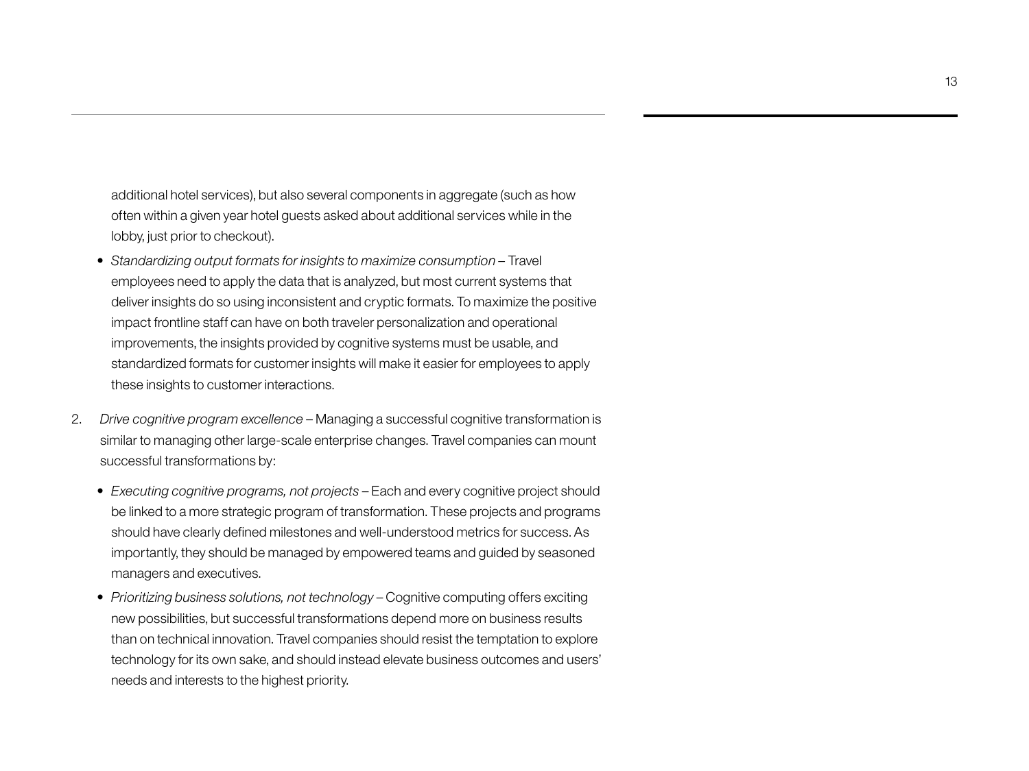additional hotel services), but also several components in aggregate (such as how often within a given year hotel guests asked about additional services while in the lobby, just prior to checkout).

- *Standardizing output formats for insights to maximize consumption* – Travel employees need to apply the data that is analyzed, but most current systems that deliver insights do so using inconsistent and cryptic formats. To maximize the positive impact frontline staff can have on both traveler personalization and operational improvements, the insights provided by cognitive systems must be usable, and standardized formats for customer insights will make it easier for employees to apply these insights to customer interactions.

2. *Drive cognitive program excellence* – Managing a successful cognitive transformation is similar to managing other large-scale enterprise changes. Travel companies can mount successful transformations by:

   - *Executing cognitive programs, not projects* – Each and every cognitive project should be linked to a more strategic program of transformation. These projects and programs should have clearly defined milestones and well-understood metrics for success. As importantly, they should be managed by empowered teams and guided by seasoned managers and executives.
   - *Prioritizing business solutions, not technology* – Cognitive computing offers exciting new possibilities, but successful transformations depend more on business results than on technical innovation. Travel companies should resist the temptation to explore technology for its own sake, and should instead elevate business outcomes and users' needs and interests to the highest priority.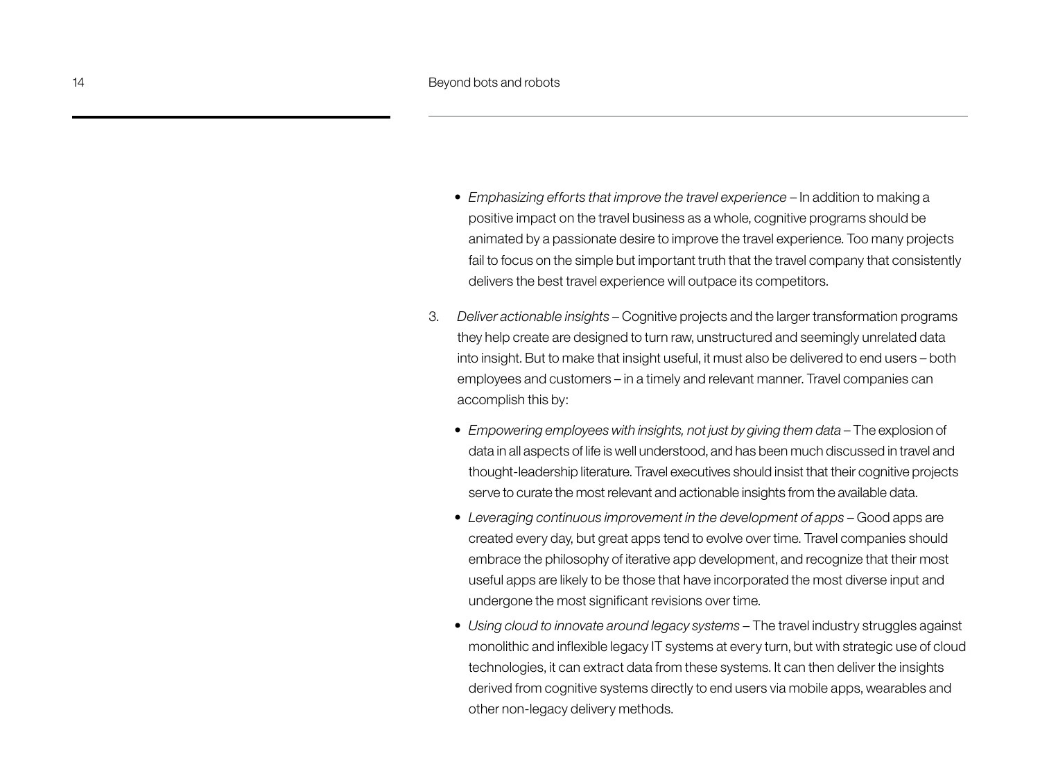- *Emphasizing efforts that improve the travel experience* – In addition to making a positive impact on the travel business as a whole, cognitive programs should be animated by a passionate desire to improve the travel experience. Too many projects fail to focus on the simple but important truth that the travel company that consistently delivers the best travel experience will outpace its competitors.

3. *Deliver actionable insights* – Cognitive projects and the larger transformation programs they help create are designed to turn raw, unstructured and seemingly unrelated data into insight. But to make that insight useful, it must also be delivered to end users – both employees and customers – in a timely and relevant manner. Travel companies can accomplish this by:

   - *Empowering employees with insights, not just by giving them data* – The explosion of data in all aspects of life is well understood, and has been much discussed in travel and thought-leadership literature. Travel executives should insist that their cognitive projects serve to curate the most relevant and actionable insights from the available data.
   - *Leveraging continuous improvement in the development of apps* – Good apps are created every day, but great apps tend to evolve over time. Travel companies should embrace the philosophy of iterative app development, and recognize that their most useful apps are likely to be those that have incorporated the most diverse input and undergone the most significant revisions over time.
   - *Using cloud to innovate around legacy systems* – The travel industry struggles against monolithic and inflexible legacy IT systems at every turn, but with strategic use of cloud technologies, it can extract data from these systems. It can then deliver the insights derived from cognitive systems directly to end users via mobile apps, wearables and other non-legacy delivery methods.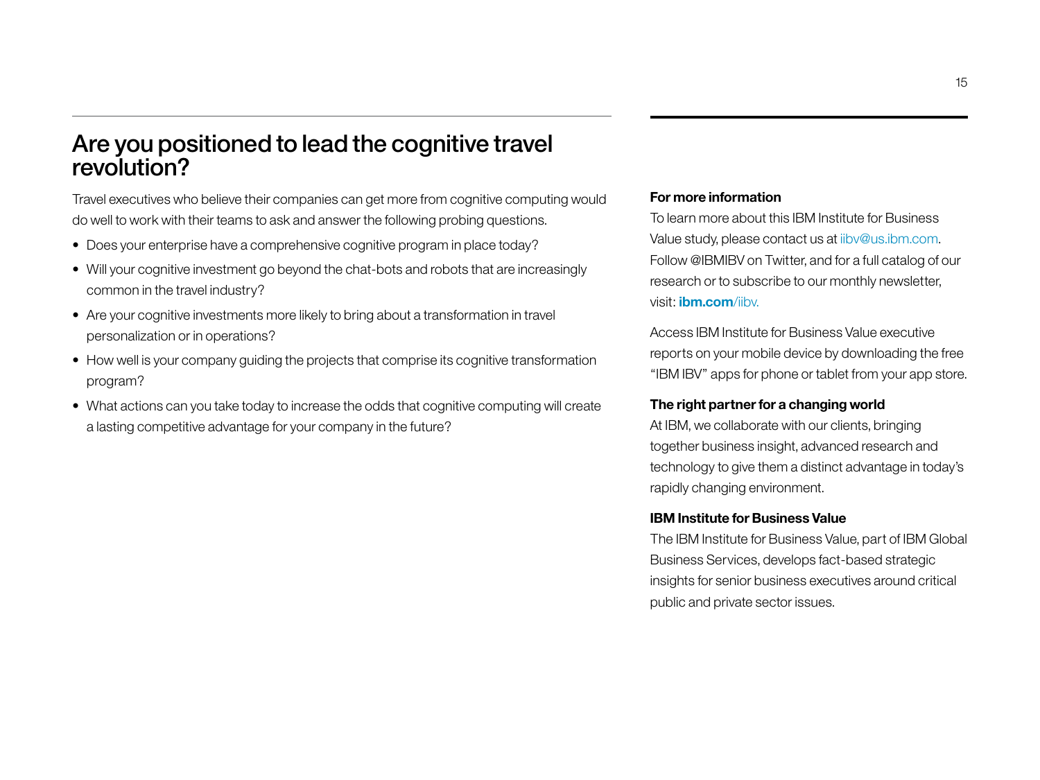## Are you positioned to lead the cognitive travel revolution?

Travel executives who believe their companies can get more from cognitive computing would do well to work with their teams to ask and answer the following probing questions.

- Does your enterprise have a comprehensive cognitive program in place today?
- Will your cognitive investment go beyond the chat-bots and robots that are increasingly common in the travel industry?
- Are your cognitive investments more likely to bring about a transformation in travel personalization or in operations?
- How well is your company guiding the projects that comprise its cognitive transformation program?
- What actions can you take today to increase the odds that cognitive computing will create a lasting competitive advantage for your company in the future?

**For more information**

To learn more about this IBM Institute for Business Value study, please contact us at iibv@us.ibm.com. Follow @IBMIBV on Twitter, and for a full catalog of our research or to subscribe to our monthly newsletter, visit: **ibm.com**/iibv.

Access IBM Institute for Business Value executive reports on your mobile device by downloading the free "IBM IBV" apps for phone or tablet from your app store.

**The right partner for a changing world**

At IBM, we collaborate with our clients, bringing together business insight, advanced research and technology to give them a distinct advantage in today's rapidly changing environment.

**IBM Institute for Business Value**

The IBM Institute for Business Value, part of IBM Global Business Services, develops fact-based strategic insights for senior business executives around critical public and private sector issues.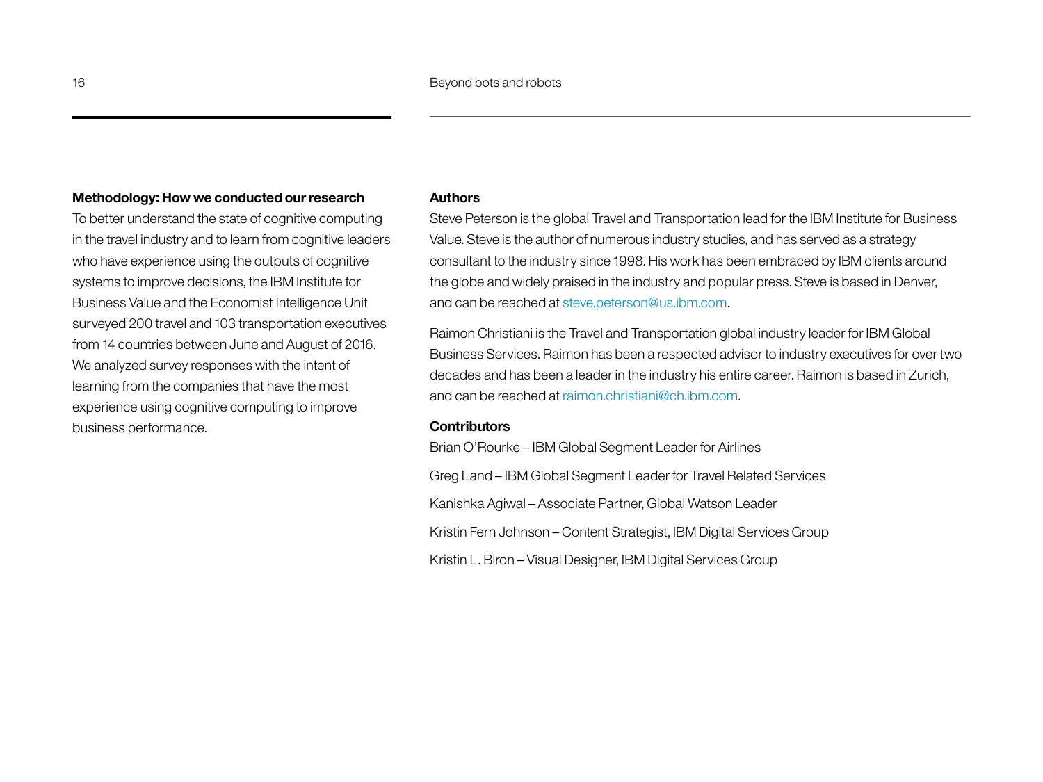## Methodology: How we conducted our research

To better understand the state of cognitive computing in the travel industry and to learn from cognitive leaders who have experience using the outputs of cognitive systems to improve decisions, the IBM Institute for Business Value and the Economist Intelligence Unit surveyed 200 travel and 103 transportation executives from 14 countries between June and August of 2016. We analyzed survey responses with the intent of learning from the companies that have the most experience using cognitive computing to improve business performance.

## Authors

Steve Peterson is the global Travel and Transportation lead for the IBM Institute for Business Value. Steve is the author of numerous industry studies, and has served as a strategy consultant to the industry since 1998. His work has been embraced by IBM clients around the globe and widely praised in the industry and popular press. Steve is based in Denver, and can be reached at steve.peterson@us.ibm.com.

Raimon Christiani is the Travel and Transportation global industry leader for IBM Global Business Services. Raimon has been a respected advisor to industry executives for over two decades and has been a leader in the industry his entire career. Raimon is based in Zurich, and can be reached at raimon.christiani@ch.ibm.com.

## Contributors

Brian O'Rourke – IBM Global Segment Leader for Airlines

Greg Land – IBM Global Segment Leader for Travel Related Services

Kanishka Agiwal – Associate Partner, Global Watson Leader

Kristin Fern Johnson – Content Strategist, IBM Digital Services Group

Kristin L. Biron – Visual Designer, IBM Digital Services Group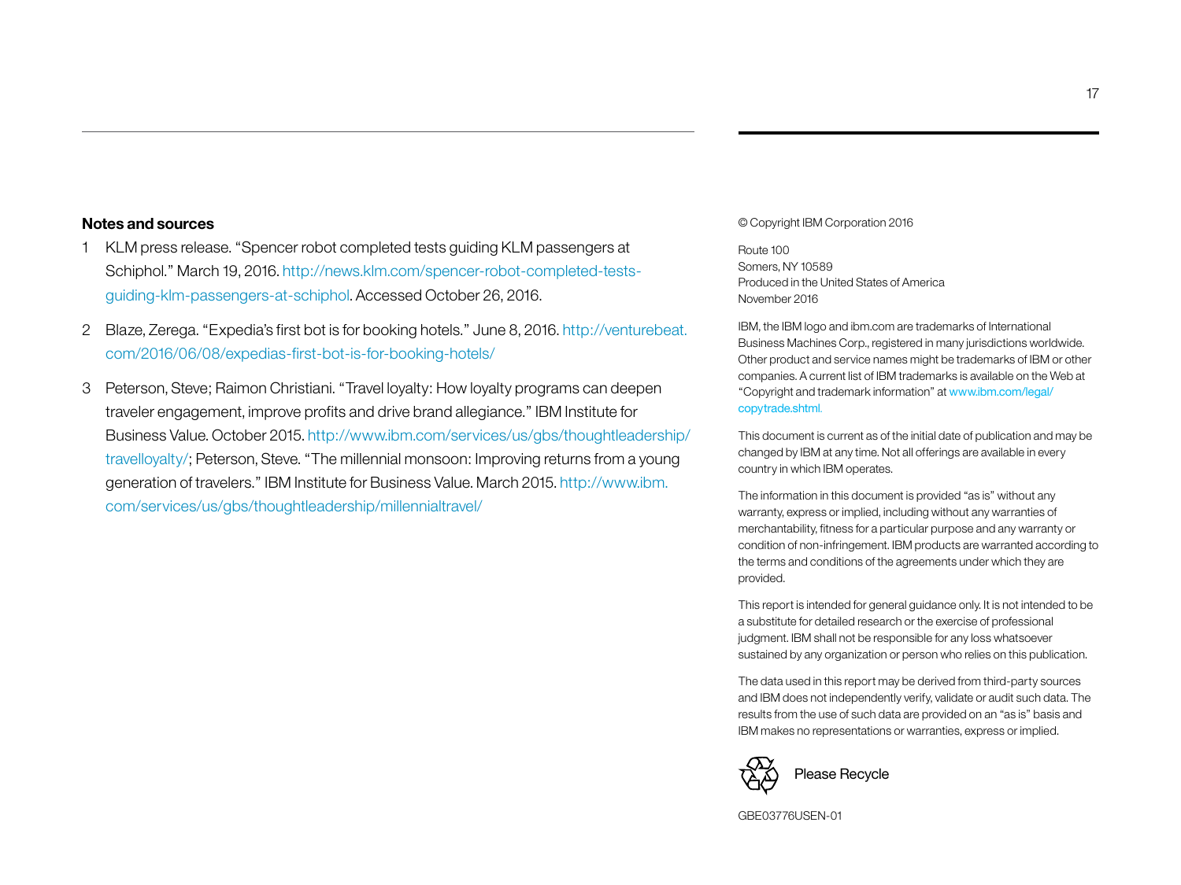## Notes and sources

1. KLM press release. "Spencer robot completed tests guiding KLM passengers at Schiphol." March 19, 2016. http://news.klm.com/spencer-robot-completed-tests-guiding-klm-passengers-at-schiphol. Accessed October 26, 2016.
2. Blaze, Zerega. "Expedia's first bot is for booking hotels." June 8, 2016. http://venturebeat.com/2016/06/08/expedias-first-bot-is-for-booking-hotels/
3. Peterson, Steve; Raimon Christiani. "Travel loyalty: How loyalty programs can deepen traveler engagement, improve profits and drive brand allegiance." IBM Institute for Business Value. October 2015. http://www.ibm.com/services/us/gbs/thoughtleadership/travelloyalty/; Peterson, Steve. "The millennial monsoon: Improving returns from a young generation of travelers." IBM Institute for Business Value. March 2015. http://www.ibm.com/services/us/gbs/thoughtleadership/millennialtravel/

© Copyright IBM Corporation 2016

Route 100
Somers, NY 10589
Produced in the United States of America
November 2016

IBM, the IBM logo and ibm.com are trademarks of International Business Machines Corp., registered in many jurisdictions worldwide. Other product and service names might be trademarks of IBM or other companies. A current list of IBM trademarks is available on the Web at "Copyright and trademark information" at www.ibm.com/legal/copytrade.shtml.

This document is current as of the initial date of publication and may be changed by IBM at any time. Not all offerings are available in every country in which IBM operates.

The information in this document is provided "as is" without any warranty, express or implied, including without any warranties of merchantability, fitness for a particular purpose and any warranty or condition of non-infringement. IBM products are warranted according to the terms and conditions of the agreements under which they are provided.

This report is intended for general guidance only. It is not intended to be a substitute for detailed research or the exercise of professional judgment. IBM shall not be responsible for any loss whatsoever sustained by any organization or person who relies on this publication.

The data used in this report may be derived from third-party sources and IBM does not independently verify, validate or audit such data. The results from the use of such data are provided on an "as is" basis and IBM makes no representations or warranties, express or implied.

Please Recycle

GBE03776USEN-01